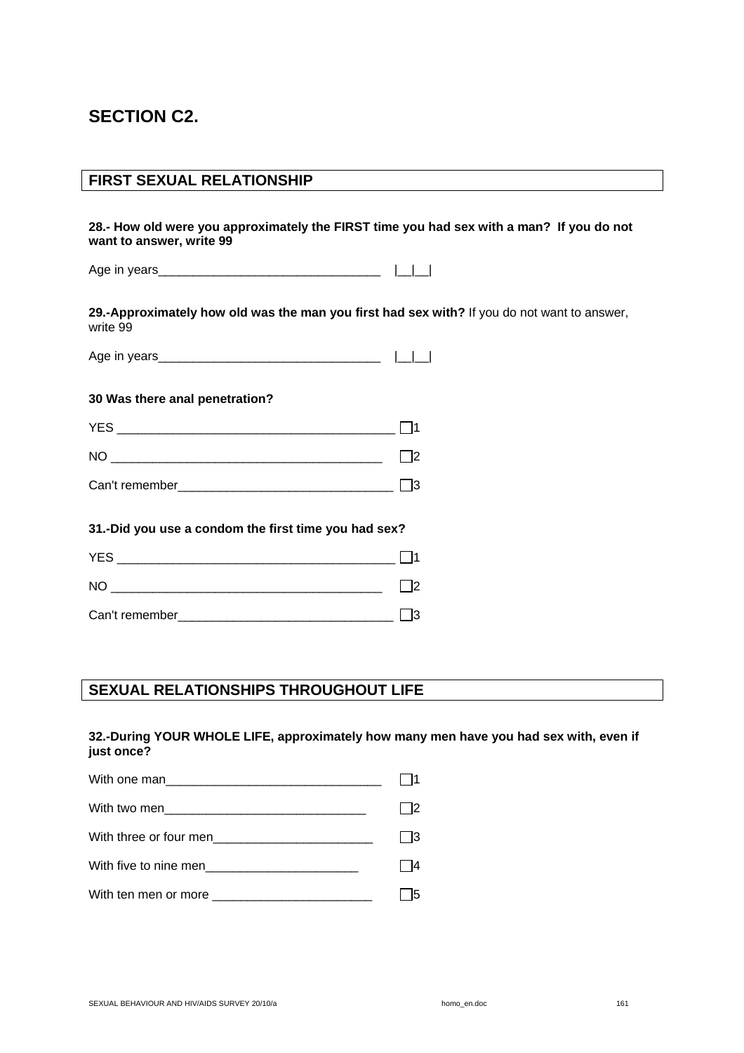# SECTION C2.

## FIRST SEXUAL RELATIONSHIP

**28.- How old were you approximately the FIRST time you had sex with a man? If you do not want to answer, write 99**

Age in years________________________________ |__|__|

**29.-Approximately how old was the man you first had sex with?** If you do not want to answer, write 99

Age in years________________________________ |__|__|

**30 Was there anal penetration?**

YES ________________________________________ ☐1

NO _______________________________________ ☐2

Can't remember_______________________________ ☐3

**31.-Did you use a condom the first time you had sex?**

YES ________________________________________ ☐1

NO _______________________________________ ☐2

Can't remember_______________________________ ☐3

## SEXUAL RELATIONSHIPS THROUGHOUT LIFE

**32.-During YOUR WHOLE LIFE, approximately how many men have you had sex with, even if just once?**

With one man_______________________________ ☐1

With two men_____________________________ ☐2

With three or four men________________________ ☐3

With five to nine men______________________ ☐4

With ten men or more _______________________ ☐5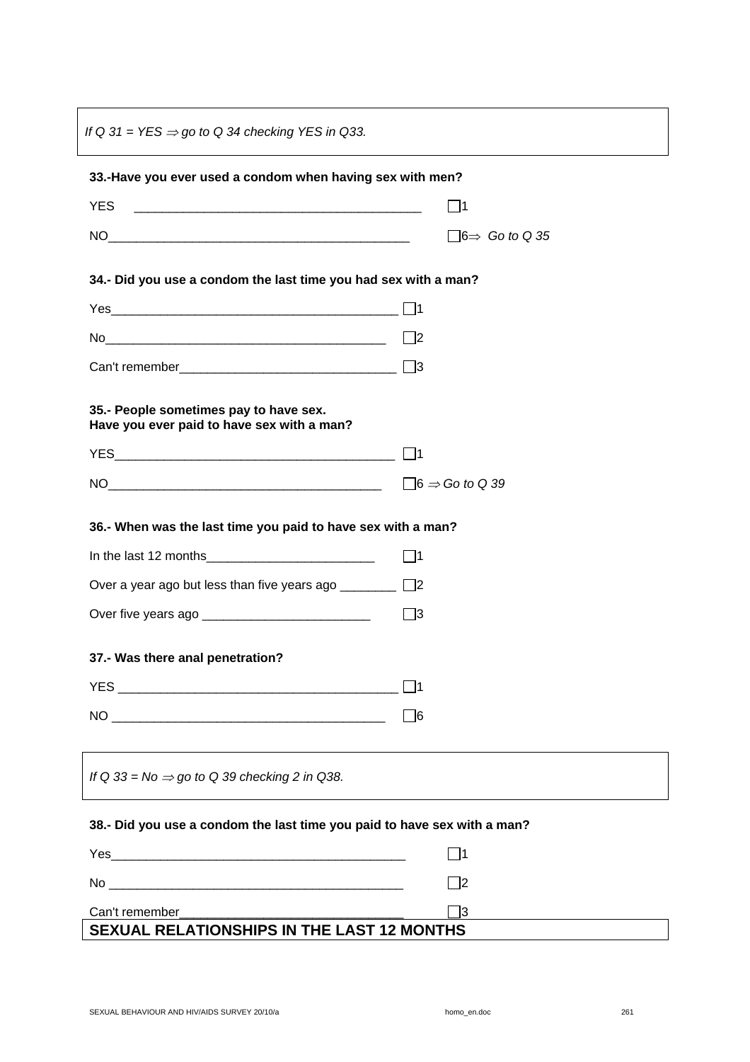*If Q 31 = YES ⇒ go to Q 34 checking YES in Q33.*

**33.-Have you ever used a condom when having sex with men?**

YES ________________________________________ ☐1

NO__________________________________________ ☐6⇒ *Go to Q 35*

**34.- Did you use a condom the last time you had sex with a man?**

Yes________________________________________ ☐1

No_______________________________________ ☐2

Can't remember______________________________ ☐3

**35.- People sometimes pay to have sex.**
**Have you ever paid to have sex with a man?**

YES________________________________________ ☐1

NO______________________________________ ☐6 ⇒ *Go to Q 39*

**36.- When was the last time you paid to have sex with a man?**

In the last 12 months________________________ ☐1

Over a year ago but less than five years ago ________ ☐2

Over five years ago ________________________ ☐3

**37.- Was there anal penetration?**

YES _______________________________________ ☐1

NO _______________________________________ ☐6

*If Q 33 = No ⇒ go to Q 39 checking 2 in Q38.*

**38.- Did you use a condom the last time you paid to have sex with a man?**

Yes_________________________________________ ☐1

No _________________________________________ ☐2

Can't remember______________________________ ☐3

## SEXUAL RELATIONSHIPS IN THE LAST 12 MONTHS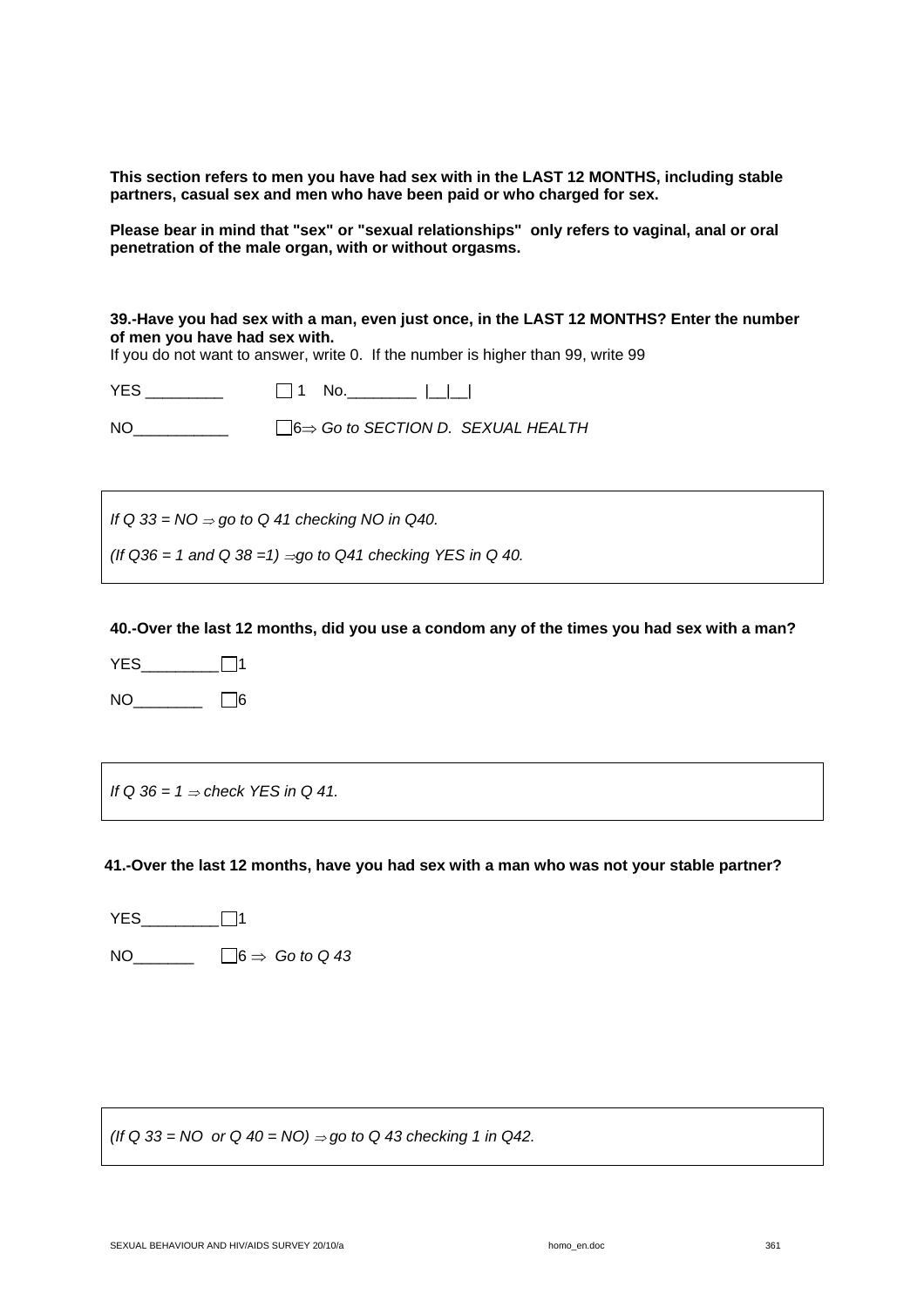**This section refers to men you have had sex with in the LAST 12 MONTHS, including stable partners, casual sex and men who have been paid or who charged for sex.**

**Please bear in mind that "sex" or "sexual relationships" only refers to vaginal, anal or oral penetration of the male organ, with or without orgasms.**

**39.-Have you had sex with a man, even just once, in the LAST 12 MONTHS? Enter the number of men you have had sex with.**
If you do not want to answer, write 0. If the number is higher than 99, write 99

YES _________ ☐ 1 No.________ |__|__|

NO___________ ☐ 6⇒ *Go to SECTION D. SEXUAL HEALTH*

> *If Q 33 = NO ⇒ go to Q 41 checking NO in Q40.*
>
> *(If Q36 = 1 and Q 38 =1) ⇒go to Q41 checking YES in Q 40.*

**40.-Over the last 12 months, did you use a condom any of the times you had sex with a man?**

YES_________ ☐ 1

NO________ ☐ 6

> *If Q 36 = 1 ⇒ check YES in Q 41.*

**41.-Over the last 12 months, have you had sex with a man who was not your stable partner?**

YES_________ ☐ 1

NO_______ ☐ 6 ⇒ *Go to Q 43*

> *(If Q 33 = NO or Q 40 = NO) ⇒ go to Q 43 checking 1 in Q42.*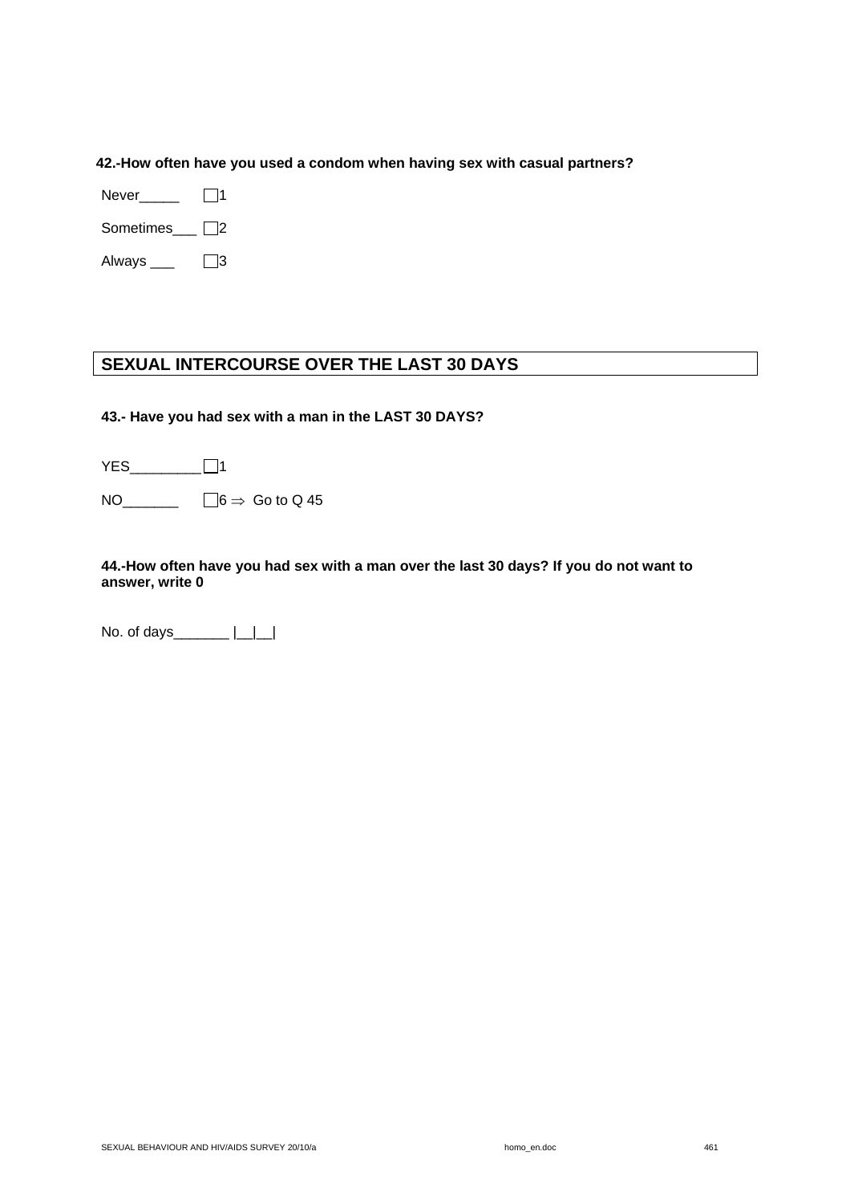**42.-How often have you used a condom when having sex with casual partners?**

Never_____ ☐1

Sometimes___ ☐2

Always ___ ☐3

## SEXUAL INTERCOURSE OVER THE LAST 30 DAYS

**43.- Have you had sex with a man in the LAST 30 DAYS?**

YES_________ ☐1

NO_______ ☐6 ⇒ Go to Q 45

**44.-How often have you had sex with a man over the last 30 days? If you do not want to answer, write 0**

No. of days_______ |__|__|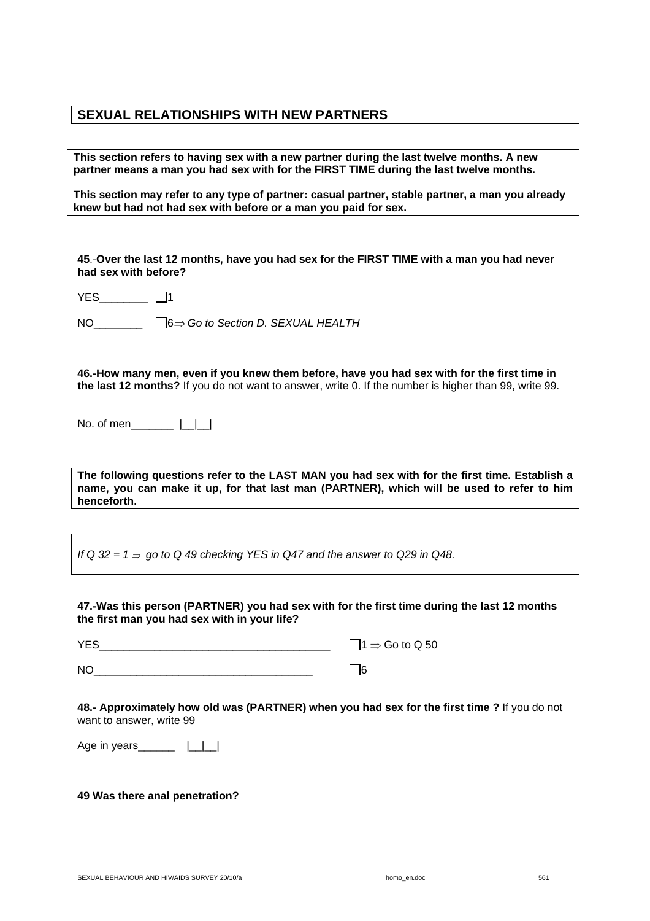## SEXUAL RELATIONSHIPS WITH NEW PARTNERS

**This section refers to having sex with a new partner during the last twelve months. A new partner means a man you had sex with for the FIRST TIME during the last twelve months.**

**This section may refer to any type of partner: casual partner, stable partner, a man you already knew but had not had sex with before or a man you paid for sex.**

**45.-Over the last 12 months, have you had sex for the FIRST TIME with a man you had never had sex with before?**

YES________ ☐1

NO________ ☐6⇒ *Go to Section D. SEXUAL HEALTH*

**46.-How many men, even if you knew them before, have you had sex with for the first time in the last 12 months?** If you do not want to answer, write 0. If the number is higher than 99, write 99.

No. of men_______ |__|__|

**The following questions refer to the LAST MAN you had sex with for the first time. Establish a name, you can make it up, for that last man (PARTNER), which will be used to refer to him henceforth.**

*If Q 32 = 1 ⇒ go to Q 49 checking YES in Q47 and the answer to Q29 in Q48.*

**47.-Was this person (PARTNER) you had sex with for the first time during the last 12 months the first man you had sex with in your life?**

YES_______________________________________ ☐1 ⇒ Go to Q 50

NO____________________________________ ☐6

**48.- Approximately how old was (PARTNER) when you had sex for the first time ?** If you do not want to answer, write 99

Age in years______ |__|__|

**49 Was there anal penetration?**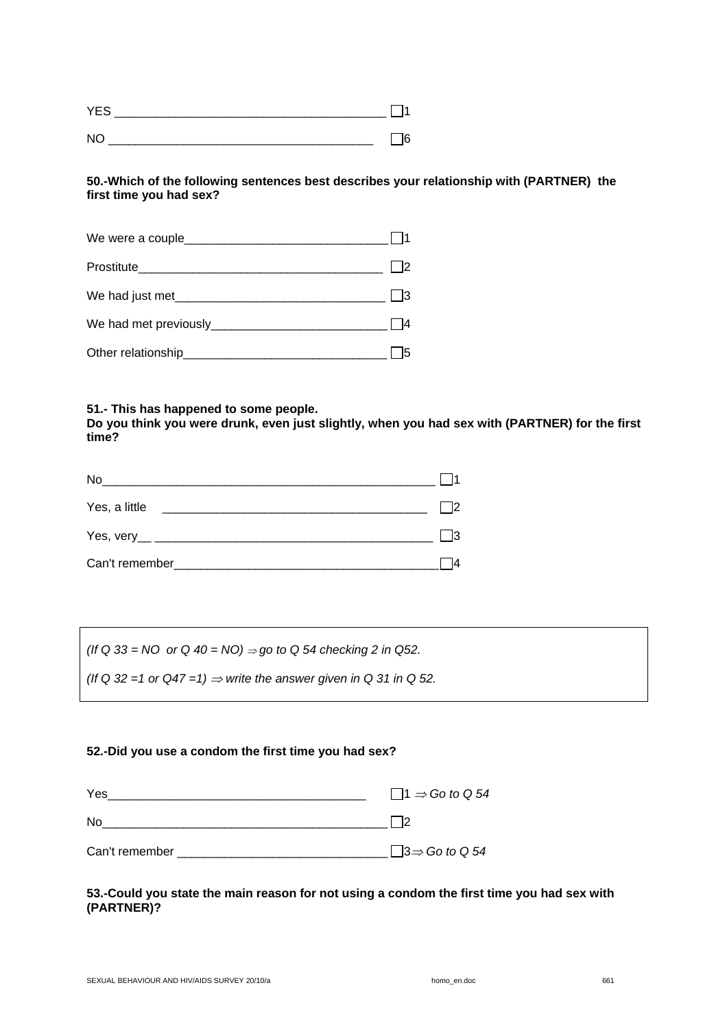YES _______________________________________ ☐1

NO _______________________________________ ☐6

**50.-Which of the following sentences best describes your relationship with (PARTNER) the first time you had sex?**

We were a couple_____________________________ ☐1

Prostitute___________________________________ ☐2

We had just met______________________________ ☐3

We had met previously_________________________ ☐4

Other relationship_____________________________ ☐5

**51.- This has happened to some people.**
**Do you think you were drunk, even just slightly, when you had sex with (PARTNER) for the first time?**

No_______________________________________________ ☐1

Yes, a little _______________________________________ ☐2

Yes, very__ _________________________________________ ☐3

Can't remember_______________________________________ ☐4

*(If Q 33 = NO or Q 40 = NO) ⇒ go to Q 54 checking 2 in Q52.*

*(If Q 32 =1 or Q47 =1) ⇒ write the answer given in Q 31 in Q 52.*

**52.-Did you use a condom the first time you had sex?**

Yes______________________________________ ☐1 ⇒ *Go to Q 54*

No_________________________________________ ☐2

Can't remember ______________________________ ☐3⇒ *Go to Q 54*

**53.-Could you state the main reason for not using a condom the first time you had sex with (PARTNER)?**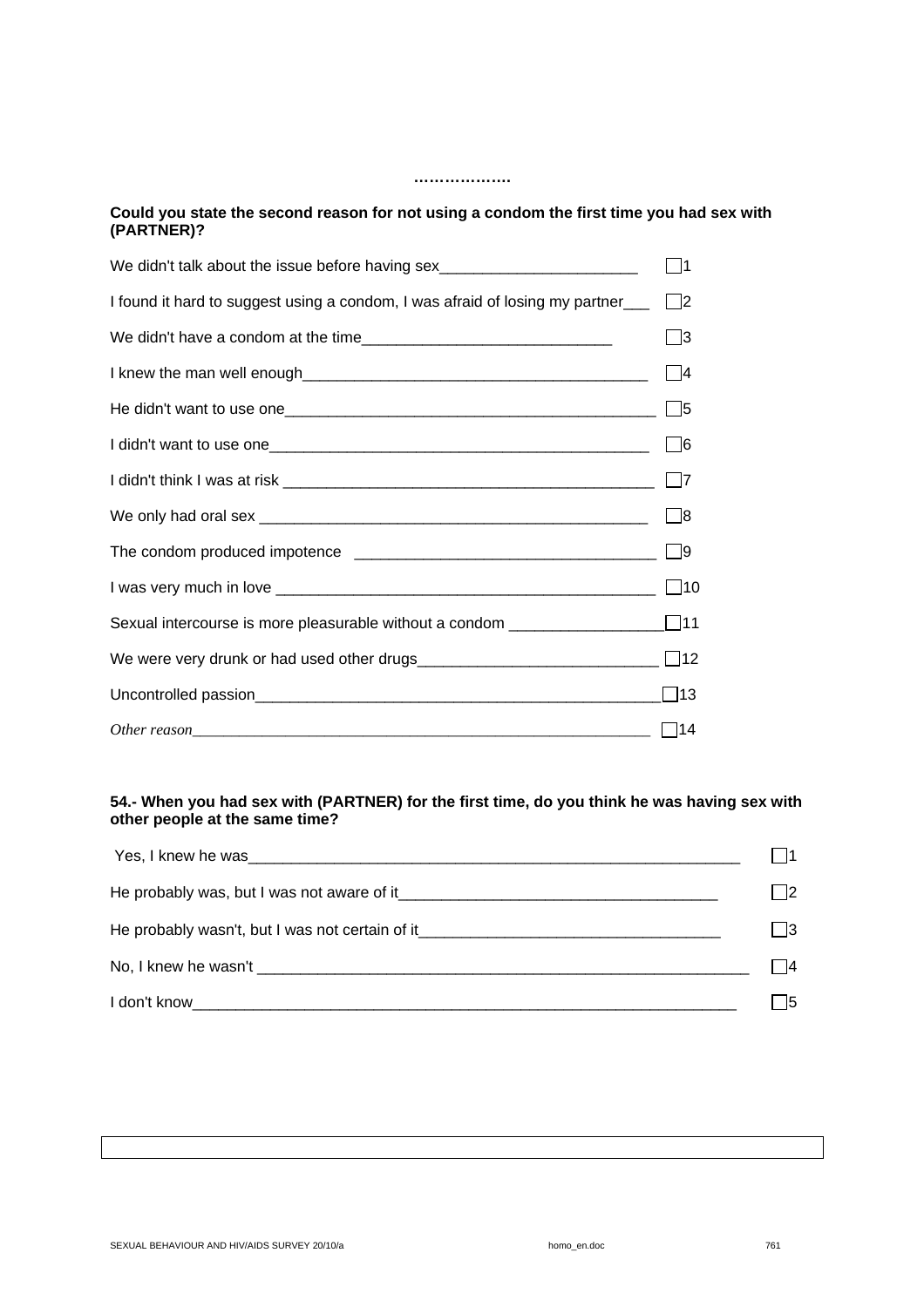………………

**Could you state the second reason for not using a condom the first time you had sex with (PARTNER)?**

We didn't talk about the issue before having sex_______________________ ☐1

I found it hard to suggest using a condom, I was afraid of losing my partner___ ☐2

We didn't have a condom at the time_____________________________ ☐3

I knew the man well enough________________________________________ ☐4

He didn't want to use one____________________________________________ ☐5

I didn't want to use one_____________________________________________ ☐6

I didn't think I was at risk ___________________________________________ ☐7

We only had oral sex _______________________________________________ ☐8

The condom produced impotence ___________________________________ ☐9

I was very much in love _____________________________________________ ☐10

Sexual intercourse is more pleasurable without a condom _________________ ☐11

We were very drunk or had used other drugs____________________________ ☐12

Uncontrolled passion_________________________________________________ ☐13

*Other reason*_______________________________________________________ ☐14

**54.- When you had sex with (PARTNER) for the first time, do you think he was having sex with other people at the same time?**

Yes, I knew he was____________________________________________________________ ☐1

He probably was, but I was not aware of it_____________________________________ ☐2

He probably wasn't, but I was not certain of it___________________________________ ☐3

No, I knew he wasn't ____________________________________________________________ ☐4

I don't know__________________________________________________________________ ☐5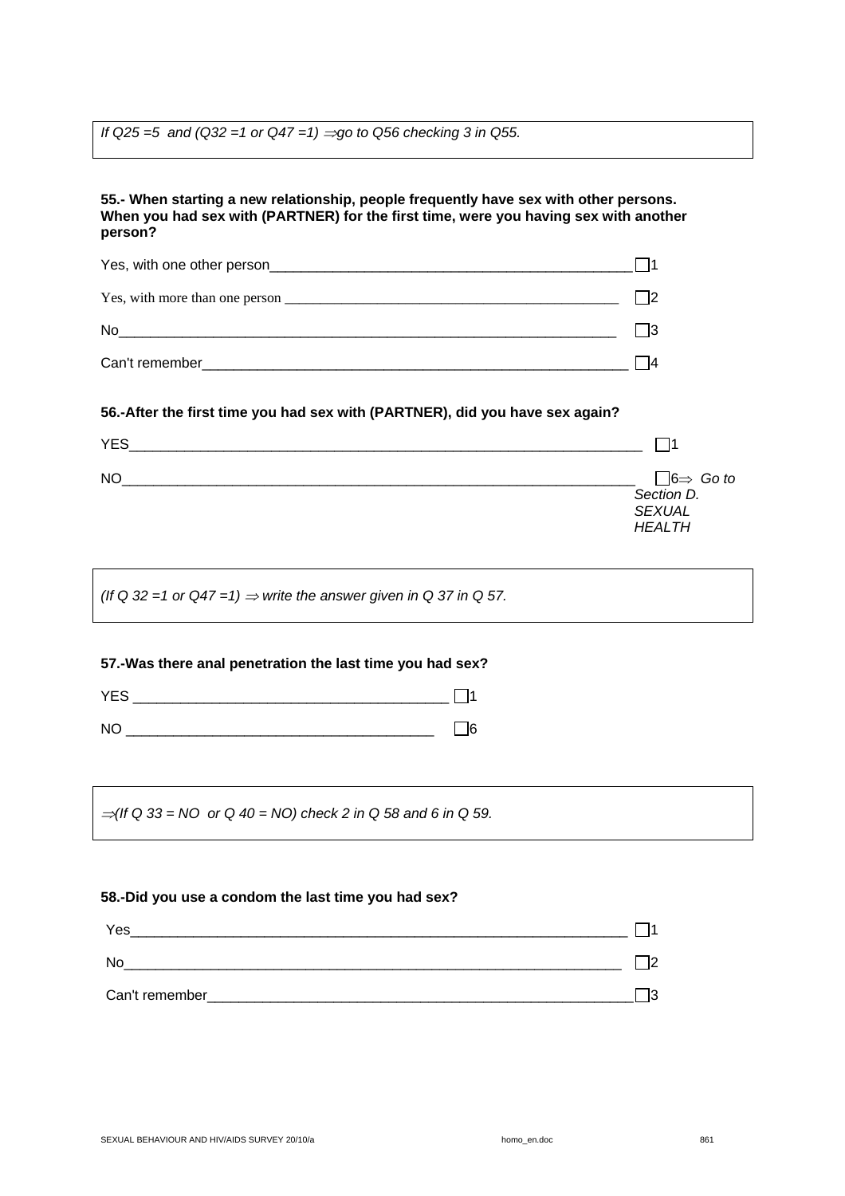*If Q25 =5 and (Q32 =1 or Q47 =1) ⇒go to Q56 checking 3 in Q55.*

**55.- When starting a new relationship, people frequently have sex with other persons. When you had sex with (PARTNER) for the first time, were you having sex with another person?**

Yes, with one other person ☐1

Yes, with more than one person ☐2

No ☐3

Can't remember ☐4

**56.-After the first time you had sex with (PARTNER), did you have sex again?**

YES ☐1

NO ☐6⇒ *Go to Section D. SEXUAL HEALTH*

*(If Q 32 =1 or Q47 =1) ⇒ write the answer given in Q 37 in Q 57.*

**57.-Was there anal penetration the last time you had sex?**

YES ☐1

NO ☐6

*⇒(If Q 33 = NO or Q 40 = NO) check 2 in Q 58 and 6 in Q 59.*

**58.-Did you use a condom the last time you had sex?**

Yes ☐1

No ☐2

Can't remember ☐3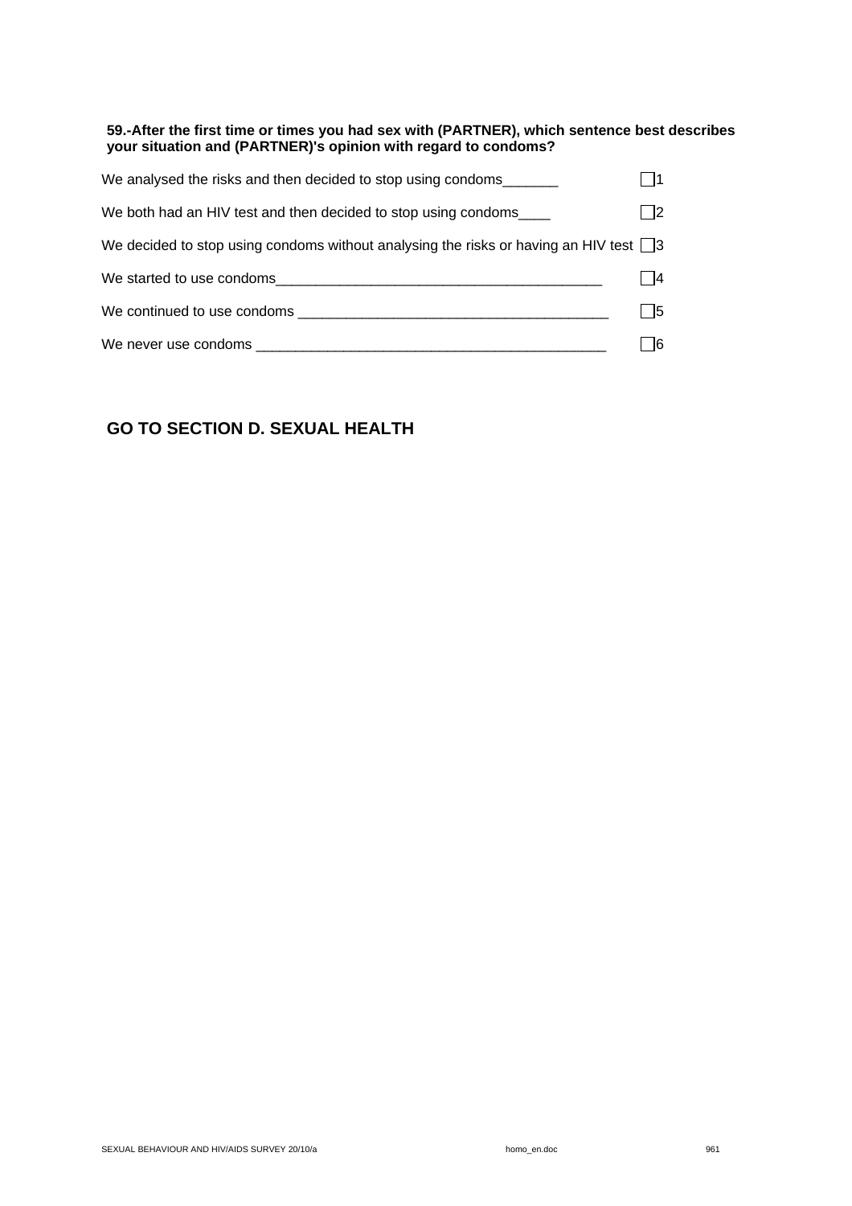**59.-After the first time or times you had sex with (PARTNER), which sentence best describes your situation and (PARTNER)'s opinion with regard to condoms?**

We analysed the risks and then decided to stop using condoms_______ ☐1

We both had an HIV test and then decided to stop using condoms____ ☐2

We decided to stop using condoms without analysing the risks or having an HIV test ☐3

We started to use condoms_________________________________________ ☐4

We continued to use condoms _______________________________________ ☐5

We never use condoms ____________________________________________ ☐6

**GO TO SECTION D. SEXUAL HEALTH**